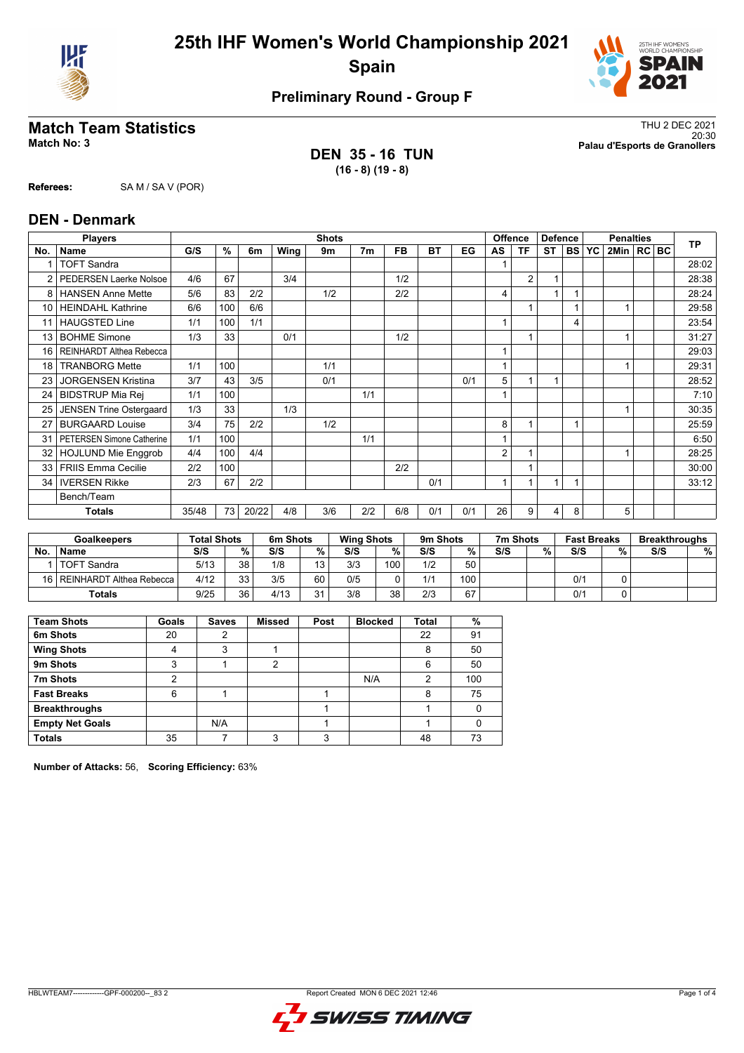# 25th IHF Women's World Championship 2021
## Spain

### Preliminary Round - Group F

## Match Team Statistics

**Match No: 3**

THU 2 DEC 2021
20:30
**Palau d'Esports de Granollers**

**DEN 35 - 16 TUN**
**(16 - 8) (19 - 8)**

**Referees:** SA M / SA V (POR)

## DEN - Denmark

| Players | | Shots | | | | | | | | | Offence | | Defence | | | Penalties | | | TP |
|---|---|---|---|---|---|---|---|---|---|---|---|---|---|---|---|---|---|---|---|
| No. | Name | G/S | % | 6m | Wing | 9m | 7m | FB | BT | EG | AS | TF | ST | BS | YC | 2Min | RC | BC | |
| 1 | TOFT Sandra | | | | | | | | | | 1 | | | | | | | | 28:02 |
| 2 | PEDERSEN Laerke Nolsoe | 4/6 | 67 | | 3/4 | | | 1/2 | | | | 2 | 1 | | | | | | 28:38 |
| 8 | HANSEN Anne Mette | 5/6 | 83 | 2/2 | | 1/2 | | 2/2 | | | 4 | | 1 | 1 | | | | | 28:24 |
| 10 | HEINDAHL Kathrine | 6/6 | 100 | 6/6 | | | | | | | | 1 | | 1 | | 1 | | | 29:58 |
| 11 | HAUGSTED Line | 1/1 | 100 | 1/1 | | | | | | | 1 | | | 4 | | | | | 23:54 |
| 13 | BOHME Simone | 1/3 | 33 | | 0/1 | | | 1/2 | | | | 1 | | | | 1 | | | 31:27 |
| 16 | REINHARDT Althea Rebecca | | | | | | | | | | 1 | | | | | | | | 29:03 |
| 18 | TRANBORG Mette | 1/1 | 100 | | | 1/1 | | | | | 1 | | | | | 1 | | | 29:31 |
| 23 | JORGENSEN Kristina | 3/7 | 43 | 3/5 | | 0/1 | | | | 0/1 | 5 | 1 | 1 | | | | | | 28:52 |
| 24 | BIDSTRUP Mia Rej | 1/1 | 100 | | | | 1/1 | | | | 1 | | | | | | | | 7:10 |
| 25 | JENSEN Trine Ostergaard | 1/3 | 33 | | 1/3 | | | | | | | | | | | 1 | | | 30:35 |
| 27 | BURGAARD Louise | 3/4 | 75 | 2/2 | | 1/2 | | | | | 8 | 1 | | 1 | | | | | 25:59 |
| 31 | PETERSEN Simone Catherine | 1/1 | 100 | | | | 1/1 | | | | 1 | | | | | | | | 6:50 |
| 32 | HOJLUND Mie Enggrob | 4/4 | 100 | 4/4 | | | | | | | 2 | 1 | | | | 1 | | | 28:25 |
| 33 | FRIIS Emma Cecilie | 2/2 | 100 | | | | | 2/2 | | | | 1 | | | | | | | 30:00 |
| 34 | IVERSEN Rikke | 2/3 | 67 | 2/2 | | | | | 0/1 | | 1 | 1 | 1 | 1 | | | | | 33:12 |
| | Bench/Team | | | | | | | | | | | | | | | | | | |
| | **Totals** | 35/48 | 73 | 20/22 | 4/8 | 3/6 | 2/2 | 6/8 | 0/1 | 0/1 | 26 | 9 | 4 | 8 | | 5 | | | |

| Goalkeepers | | Total Shots | | 6m Shots | | Wing Shots | | 9m Shots | | 7m Shots | | Fast Breaks | | Breakthroughs | |
|---|---|---|---|---|---|---|---|---|---|---|---|---|---|---|---|
| No. | Name | S/S | % | S/S | % | S/S | % | S/S | % | S/S | % | S/S | % | S/S | % |
| 1 | TOFT Sandra | 5/13 | 38 | 1/8 | 13 | 3/3 | 100 | 1/2 | 50 | | | | | | |
| 16 | REINHARDT Althea Rebecca | 4/12 | 33 | 3/5 | 60 | 0/5 | 0 | 1/1 | 100 | | | 0/1 | 0 | | |
| | **Totals** | 9/25 | 36 | 4/13 | 31 | 3/8 | 38 | 2/3 | 67 | | | 0/1 | 0 | | |

| Team Shots | Goals | Saves | Missed | Post | Blocked | Total | % |
|---|---|---|---|---|---|---|---|
| 6m Shots | 20 | 2 | | | | 22 | 91 |
| Wing Shots | 4 | 3 | 1 | | | 8 | 50 |
| 9m Shots | 3 | 1 | 2 | | | 6 | 50 |
| 7m Shots | 2 | | | | N/A | 2 | 100 |
| Fast Breaks | 6 | 1 | | 1 | | 8 | 75 |
| Breakthroughs | | | | 1 | | 1 | 0 |
| Empty Net Goals | | N/A | | 1 | | 1 | 0 |
| **Totals** | 35 | 7 | 3 | 3 | | 48 | 73 |

**Number of Attacks:** 56, **Scoring Efficiency:** 63%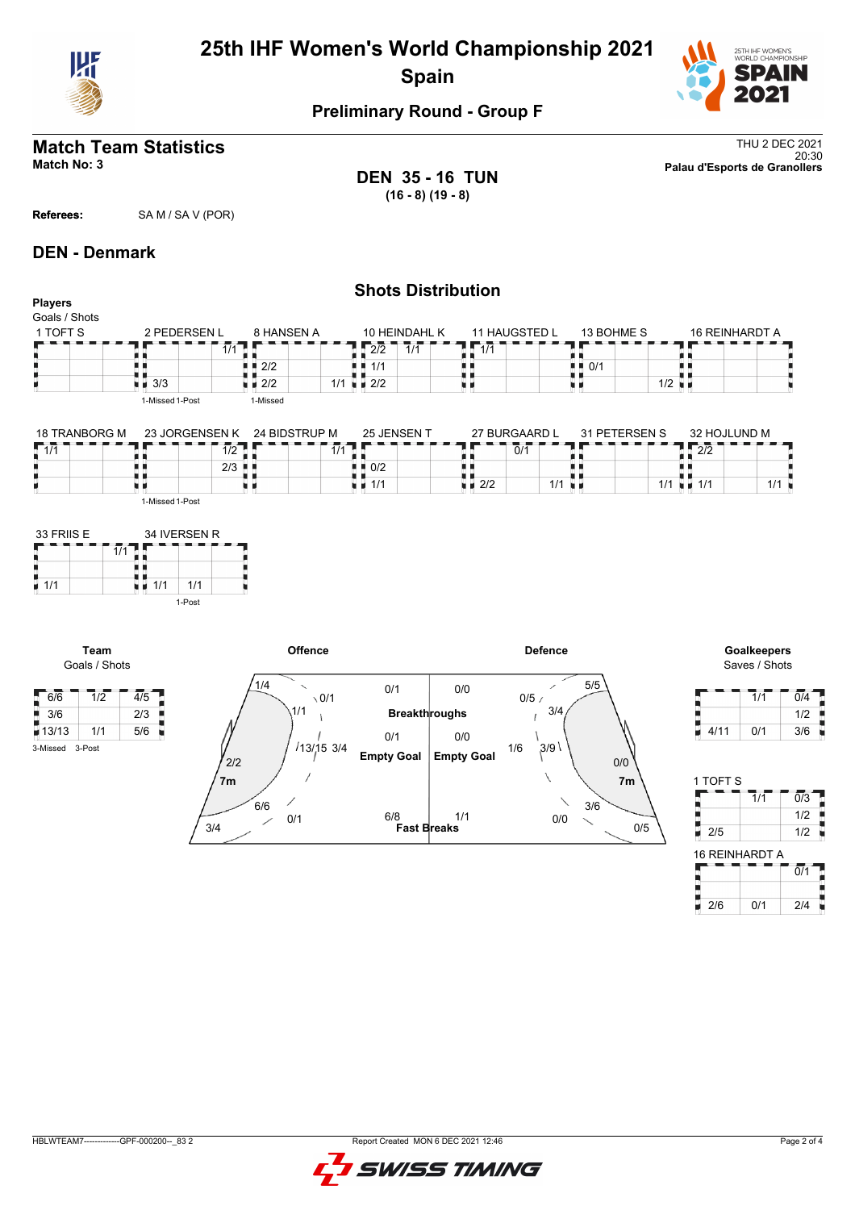# 25th IHF Women's World Championship 2021

## Spain

### Preliminary Round - Group F

## Match Team Statistics

**Match No: 3**

THU 2 DEC 2021
20:30
**Palau d'Esports de Granollers**

**DEN 35 - 16 TUN**
**(16 - 8) (19 - 8)**

**Referees:** SA M / SA V (POR)

## DEN - Denmark

### Shots Distribution

**Players**
Goals / Shots

1 TOFT S

2 PEDERSEN L
| | | |
|---|---|---|
| | | 1/1 |
| | | |
| 3/3 | | |
1-Missed 1-Post

8 HANSEN A
| | | |
|---|---|---|
| | | |
| 2/2 | | |
| 2/2 | | 1/1 |
1-Missed

10 HEINDAHL K
| | | |
|---|---|---|
| 2/2 | 1/1 | |
| 1/1 | | |
| 2/2 | | |

11 HAUGSTED L
| | | |
|---|---|---|
| 1/1 | | |
| | | |
| | | |

13 BOHME S
| | | |
|---|---|---|
| | | |
| 0/1 | | |
| | | 1/2 |

16 REINHARDT A

18 TRANBORG M
| | | |
|---|---|---|
| 1/1 | | |
| | | |
| | | |

23 JORGENSEN K
| | | |
|---|---|---|
| | | 1/2 |
| | | 2/3 |
| | | |
1-Missed 1-Post

24 BIDSTRUP M
| | | |
|---|---|---|
| | | 1/1 |
| | | |
| | | |

25 JENSEN T
| | | |
|---|---|---|
| | | |
| 0/2 | | |
| 1/1 | | |

27 BURGAARD L
| | | |
|---|---|---|
| | 0/1 | |
| | | |
| 2/2 | | 1/1 |

31 PETERSEN S
| | | |
|---|---|---|
| | | |
| | | |
| | | 1/1 |

32 HOJLUND M
| | | |
|---|---|---|
| 2/2 | | |
| | | |
| 1/1 | | 1/1 |

33 FRIIS E
| | | |
|---|---|---|
| | 1/1 | |
| | | |
| 1/1 | | |

34 IVERSEN R
| | | |
|---|---|---|
| | | |
| | | |
| 1/1 | 1/1 | |
1-Post

**Team**
Goals / Shots
| | | |
|---|---|---|
| 6/6 | 1/2 | 4/5 |
| 3/6 | | 2/3 |
| 13/13 | 1/1 | 5/6 |
3-Missed 3-Post

**Offence**
1/4
0/1
1/1
13/15 3/4
2/2
7m
6/6
0/1
3/4

Breakthroughs: 0/1 | 0/0
Empty Goal: 0/1 | 0/0
Fast Breaks: 6/8 | 1/1

**Defence**
5/5
0/5
3/4
1/6
3/9
0/0
7m
3/6
0/0
0/5

**Goalkeepers**
Saves / Shots
| | | |
|---|---|---|
| | 1/1 | 0/4 |
| | | 1/2 |
| 4/11 | 0/1 | 3/6 |

1 TOFT S
| | | |
|---|---|---|
| | 1/1 | 0/3 |
| | | 1/2 |
| 2/5 | | 1/2 |

16 REINHARDT A
| | | |
|---|---|---|
| | | 0/1 |
| | | |
| 2/6 | 0/1 | 2/4 |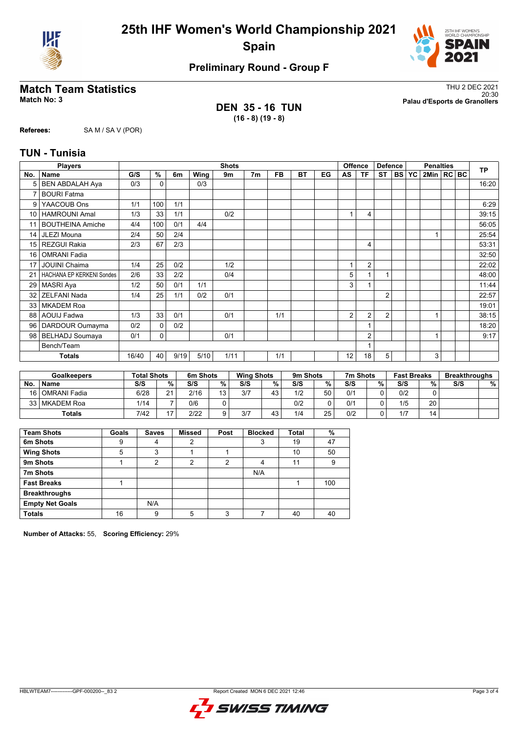# 25th IHF Women's World Championship 2021

## Spain

### Preliminary Round - Group F

## Match Team Statistics

**Match No: 3**

THU 2 DEC 2021
20:30
**Palau d'Esports de Granollers**

**DEN 35 - 16 TUN**
**(16 - 8) (19 - 8)**

**Referees:** SA M / SA V (POR)

## TUN - Tunisia

| Players | | Shots | | | | | | | | | Offence | | Defence | | | Penalties | | | TP |
|---|---|---|---|---|---|---|---|---|---|---|---|---|---|---|---|---|---|---|---|
| No. | Name | G/S | % | 6m | Wing | 9m | 7m | FB | BT | EG | AS | TF | ST | BS | YC | 2Min | RC | BC | |
| 5 | BEN ABDALAH Aya | 0/3 | 0 | | 0/3 | | | | | | | | | | | | | | 16:20 |
| 7 | BOURI Fatma | | | | | | | | | | | | | | | | | | |
| 9 | YAACOUB Ons | 1/1 | 100 | 1/1 | | | | | | | | | | | | | | | 6:29 |
| 10 | HAMROUNI Amal | 1/3 | 33 | 1/1 | | 0/2 | | | | | 1 | 4 | | | | | | | 39:15 |
| 11 | BOUTHEINA Amiche | 4/4 | 100 | 0/1 | 4/4 | | | | | | | | | | | | | | 56:05 |
| 14 | JLEZI Mouna | 2/4 | 50 | 2/4 | | | | | | | | | | | | 1 | | | 25:54 |
| 15 | REZGUI Rakia | 2/3 | 67 | 2/3 | | | | | | | | 4 | | | | | | | 53:31 |
| 16 | OMRANI Fadia | | | | | | | | | | | | | | | | | | 32:50 |
| 17 | JOUINI Chaima | 1/4 | 25 | 0/2 | | 1/2 | | | | | 1 | 2 | | | | | | | 22:02 |
| 21 | HACHANA EP KERKENI Sondes | 2/6 | 33 | 2/2 | | 0/4 | | | | | 5 | 1 | 1 | | | | | | 48:00 |
| 29 | MASRI Aya | 1/2 | 50 | 0/1 | 1/1 | | | | | | 3 | 1 | | | | | | | 11:44 |
| 32 | ZELFANI Nada | 1/4 | 25 | 1/1 | 0/2 | 0/1 | | | | | | | 2 | | | | | | 22:57 |
| 33 | MKADEM Roa | | | | | | | | | | | | | | | | | | 19:01 |
| 88 | AOUIJ Fadwa | 1/3 | 33 | 0/1 | | 0/1 | | 1/1 | | | 2 | 2 | 2 | | | 1 | | | 38:15 |
| 96 | DARDOUR Oumayma | 0/2 | 0 | 0/2 | | | | | | | | 1 | | | | | | | 18:20 |
| 98 | BELHADJ Soumaya | 0/1 | 0 | | | 0/1 | | | | | | 2 | | | | 1 | | | 9:17 |
| | Bench/Team | | | | | | | | | | | 1 | | | | | | | |
| | **Totals** | 16/40 | 40 | 9/19 | 5/10 | 1/11 | | 1/1 | | | 12 | 18 | 5 | | | 3 | | | |

| Goalkeepers | | Total Shots | | 6m Shots | | Wing Shots | | 9m Shots | | 7m Shots | | Fast Breaks | | Breakthroughs | |
|---|---|---|---|---|---|---|---|---|---|---|---|---|---|---|---|
| No. | Name | S/S | % | S/S | % | S/S | % | S/S | % | S/S | % | S/S | % | S/S | % |
| 16 | OMRANI Fadia | 6/28 | 21 | 2/16 | 13 | 3/7 | 43 | 1/2 | 50 | 0/1 | 0 | 0/2 | 0 | | |
| 33 | MKADEM Roa | 1/14 | 7 | 0/6 | 0 | | | 0/2 | 0 | 0/1 | 0 | 1/5 | 20 | | |
| | **Totals** | 7/42 | 17 | 2/22 | 9 | 3/7 | 43 | 1/4 | 25 | 0/2 | 0 | 1/7 | 14 | | |

| Team Shots | Goals | Saves | Missed | Post | Blocked | Total | % |
|---|---|---|---|---|---|---|---|
| 6m Shots | 9 | 4 | 2 | | 3 | 19 | 47 |
| Wing Shots | 5 | 3 | 1 | 1 | | 10 | 50 |
| 9m Shots | 1 | 2 | 2 | 2 | 4 | 11 | 9 |
| 7m Shots | | | | | N/A | | |
| Fast Breaks | 1 | | | | | 1 | 100 |
| Breakthroughs | | | | | | | |
| Empty Net Goals | | N/A | | | | | |
| **Totals** | 16 | 9 | 5 | 3 | 7 | 40 | 40 |

**Number of Attacks:** 55, **Scoring Efficiency:** 29%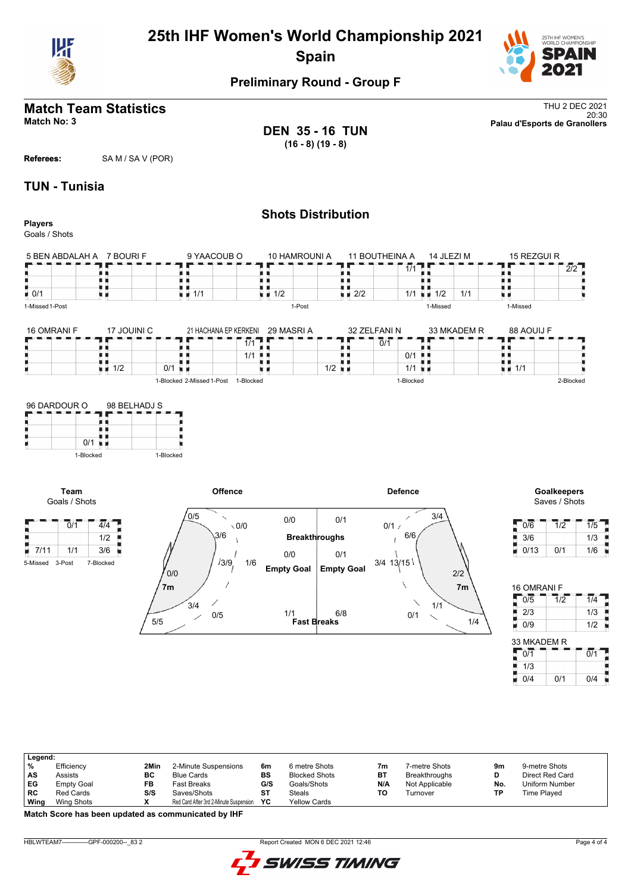# 25th IHF Women's World Championship 2021
## Spain

### Preliminary Round - Group F

## Match Team Statistics

**Match No: 3**

THU 2 DEC 2021
20:30
**Palau d'Esports de Granollers**

**DEN 35 - 16 TUN**
**(16 - 8) (19 - 8)**

**Referees:** SA M / SA V (POR)

## TUN - Tunisia

### Shots Distribution

**Players**
Goals / Shots

5 BEN ABDALAH A
0/1
1-Missed 1-Post

7 BOURI F

9 YAACOUB O
1/1

10 HAMROUNI A
1/2
1-Post

11 BOUTHEINA A
1/1
2/2 1/1

14 JLEZI M
1/2 1/1
1-Missed

15 REZGUI R
2/2
1-Missed

16 OMRANI F

17 JOUINI C
1/2 0/1
1-Blocked 2-Missed 1-Post

21 HACHANA EP KERKENI
1/1
1/1
1-Blocked

29 MASRI A
1/2

32 ZELFANI N
0/1
0/1
1/1
1-Blocked

33 MKADEM R

88 AOUIJ F
1/1
2-Blocked

96 DARDOUR O
0/1
1-Blocked

98 BELHADJ S
1-Blocked

**Team**
Goals / Shots

| | | |
|---|---|---|
| | 0/1 | 4/4 |
| | | 1/2 |
| 7/11 | 1/1 | 3/6 |

5-Missed 3-Post 7-Blocked

**Offence**

0/5
0/0
3/6
3/9
1/6
0/0
7m
3/4
0/5
5/5

| 0/0 | 0/1 |
|---|---|
| **Breakthroughs** | |
| 0/0 | 0/1 |
| **Empty Goal** | **Empty Goal** |
| 1/1 | 6/8 |
| **Fast Breaks** | |

**Defence**

3/4
0/1
6/6
3/4
13/15
2/2
7m
1/1
0/1
1/4

**Goalkeepers**
Saves / Shots

| | | |
|---|---|---|
| 0/6 | 1/2 | 1/5 |
| 3/6 | | 1/3 |
| 0/13 | 0/1 | 1/6 |

16 OMRANI F

| | | |
|---|---|---|
| 0/5 | 1/2 | 1/4 |
| 2/3 | | 1/3 |
| 0/9 | | 1/2 |

33 MKADEM R

| | | |
|---|---|---|
| 0/1 | | 0/1 |
| 1/3 | | |
| 0/4 | 0/1 | 0/4 |

| Legend: | | | | | | | | | | | |
|---|---|---|---|---|---|---|---|---|---|---|---|
| % | Efficiency | 2Min | 2-Minute Suspensions | 6m | 6 metre Shots | 7m | 7-metre Shots | 9m | 9-metre Shots | | |
| AS | Assists | BC | Blue Cards | BS | Blocked Shots | BT | Breakthroughs | D | Direct Red Card | | |
| EG | Empty Goal | FB | Fast Breaks | G/S | Goals/Shots | N/A | Not Applicable | No. | Uniform Number | | |
| RC | Red Cards | S/S | Saves/Shots | ST | Steals | TO | Turnover | TP | Time Played | | |
| Wing | Wing Shots | X | Red Card After 3rd 2-Minute Suspension | YC | Yellow Cards | | | | | | |

**Match Score has been updated as communicated by IHF**

HBLWTEAM7-------------GPF-000200--_83 2 Report Created MON 6 DEC 2021 12:46